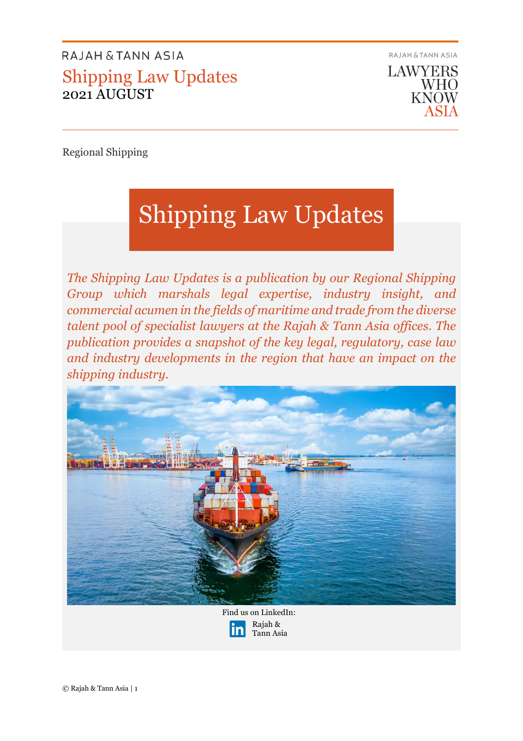RAJAH & TANN ASIA

# Shipping Law Updates

2021 AUGUST

RAJAH & TANN ASIA

LAWYERS WHO KNOW ASIA

Regional Shipping

## Shipping Law Updates

*The Shipping Law Updates is a publication by our Regional Shipping Group which marshals legal expertise, industry insight, and commercial acumen in the fields of maritime and trade from the diverse talent pool of specialist lawyers at the Rajah & Tann Asia offices. The publication provides a snapshot of the key legal, regulatory, case law and industry developments in the region that have an impact on the shipping industry.*

Find us on LinkedIn:

Rajah & Tann Asia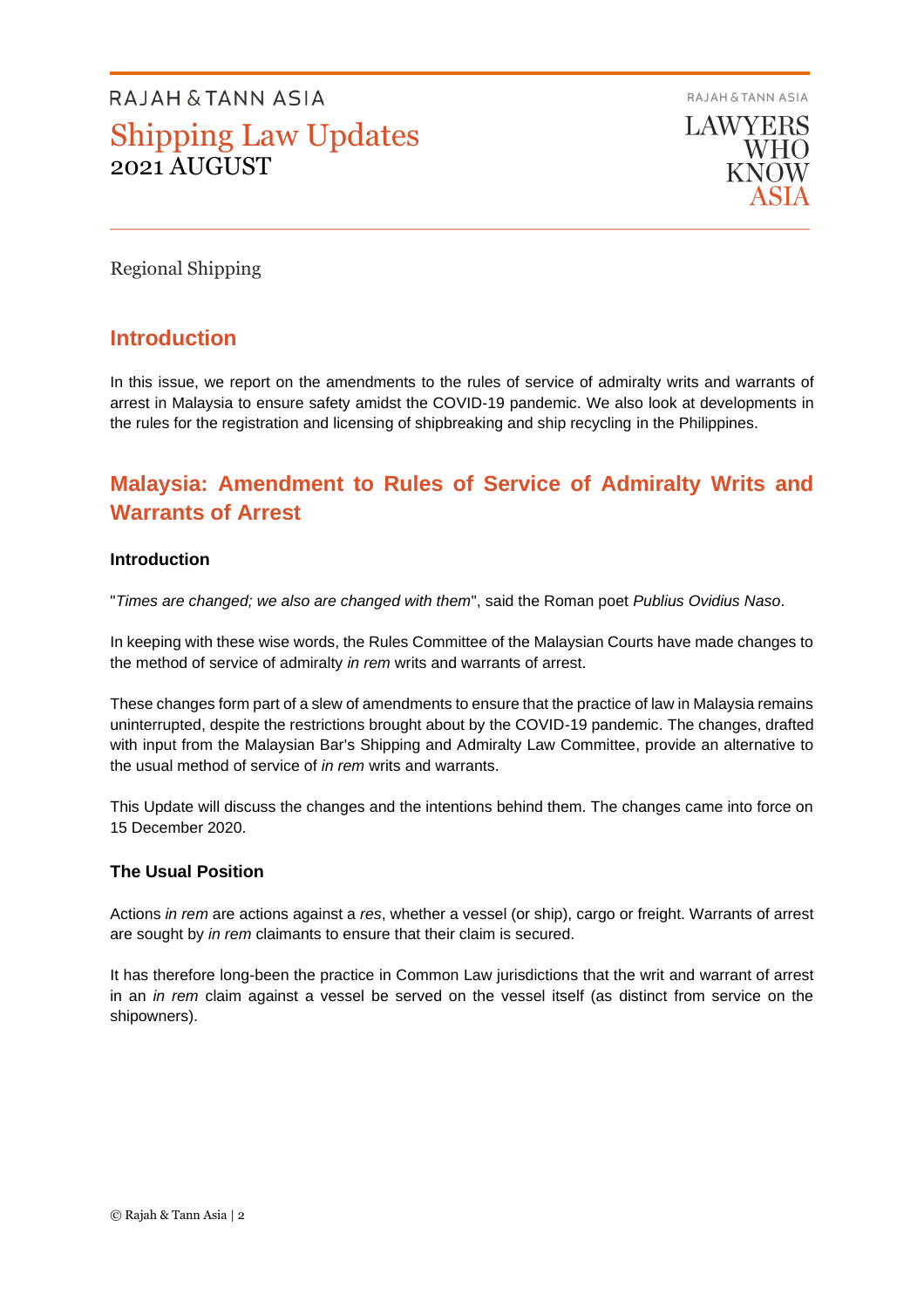Regional Shipping

## Introduction

In this issue, we report on the amendments to the rules of service of admiralty writs and warrants of arrest in Malaysia to ensure safety amidst the COVID-19 pandemic. We also look at developments in the rules for the registration and licensing of shipbreaking and ship recycling in the Philippines.

## Malaysia: Amendment to Rules of Service of Admiralty Writs and Warrants of Arrest

### Introduction

"*Times are changed; we also are changed with them*", said the Roman poet *Publius Ovidius Naso*.

In keeping with these wise words, the Rules Committee of the Malaysian Courts have made changes to the method of service of admiralty *in rem* writs and warrants of arrest.

These changes form part of a slew of amendments to ensure that the practice of law in Malaysia remains uninterrupted, despite the restrictions brought about by the COVID-19 pandemic. The changes, drafted with input from the Malaysian Bar's Shipping and Admiralty Law Committee, provide an alternative to the usual method of service of *in rem* writs and warrants.

This Update will discuss the changes and the intentions behind them. The changes came into force on 15 December 2020.

### The Usual Position

Actions *in rem* are actions against a *res*, whether a vessel (or ship), cargo or freight. Warrants of arrest are sought by *in rem* claimants to ensure that their claim is secured.

It has therefore long-been the practice in Common Law jurisdictions that the writ and warrant of arrest in an *in rem* claim against a vessel be served on the vessel itself (as distinct from service on the shipowners).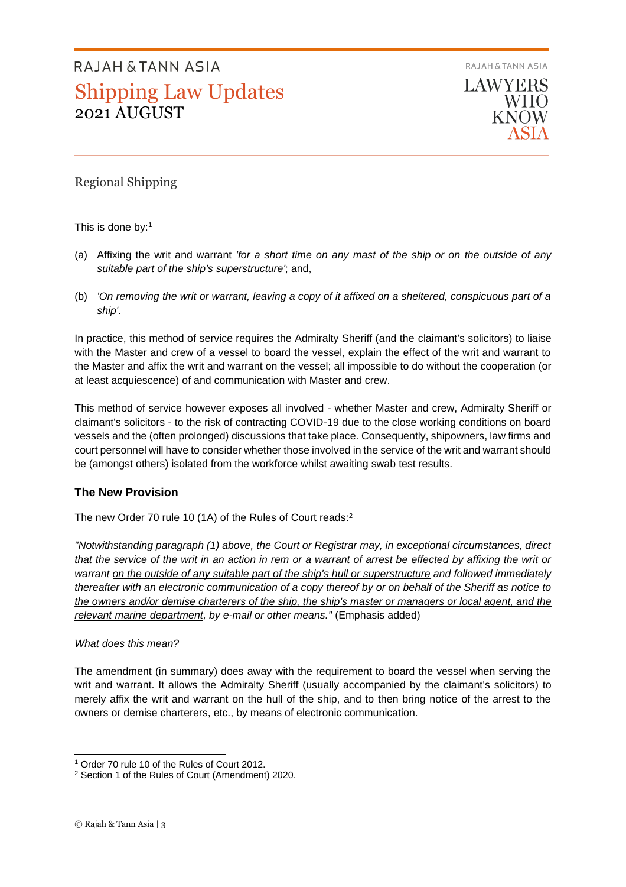Regional Shipping

This is done by:[1]

(a) Affixing the writ and warrant *'for a short time on any mast of the ship or on the outside of any suitable part of the ship's superstructure'*; and,

(b) *'On removing the writ or warrant, leaving a copy of it affixed on a sheltered, conspicuous part of a ship'*.

In practice, this method of service requires the Admiralty Sheriff (and the claimant's solicitors) to liaise with the Master and crew of a vessel to board the vessel, explain the effect of the writ and warrant to the Master and affix the writ and warrant on the vessel; all impossible to do without the cooperation (or at least acquiescence) of and communication with Master and crew.

This method of service however exposes all involved - whether Master and crew, Admiralty Sheriff or claimant's solicitors - to the risk of contracting COVID-19 due to the close working conditions on board vessels and the (often prolonged) discussions that take place. Consequently, shipowners, law firms and court personnel will have to consider whether those involved in the service of the writ and warrant should be (amongst others) isolated from the workforce whilst awaiting swab test results.

### The New Provision

The new Order 70 rule 10 (1A) of the Rules of Court reads:[2]

*"Notwithstanding paragraph (1) above, the Court or Registrar may, in exceptional circumstances, direct that the service of the writ in an action in rem or a warrant of arrest be effected by affixing the writ or warrant <u>on the outside of any suitable part of the ship's hull or superstructure</u> and followed immediately thereafter with <u>an electronic communication of a copy thereof</u> by or on behalf of the Sheriff as notice to <u>the owners and/or demise charterers of the ship, the ship's master or managers or local agent, and the relevant marine department</u>, by e-mail or other means."* (Emphasis added)

*What does this mean?*

The amendment (in summary) does away with the requirement to board the vessel when serving the writ and warrant. It allows the Admiralty Sheriff (usually accompanied by the claimant's solicitors) to merely affix the writ and warrant on the hull of the ship, and to then bring notice of the arrest to the owners or demise charterers, etc., by means of electronic communication.

---

[1] Order 70 rule 10 of the Rules of Court 2012.

[2] Section 1 of the Rules of Court (Amendment) 2020.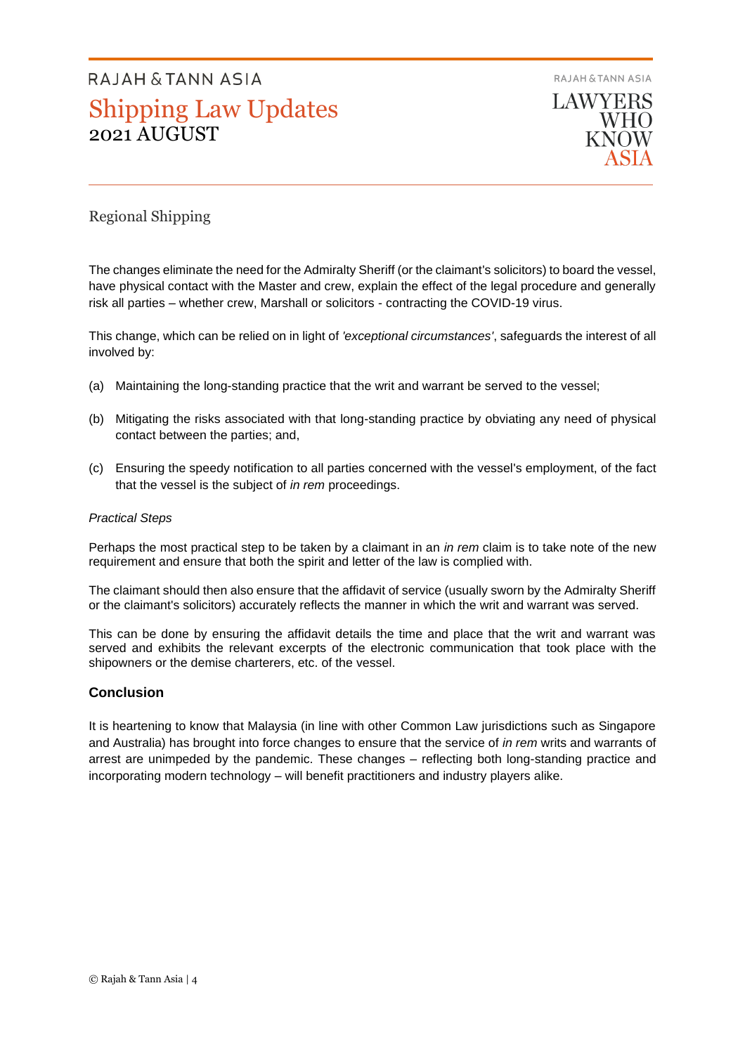Regional Shipping

The changes eliminate the need for the Admiralty Sheriff (or the claimant's solicitors) to board the vessel, have physical contact with the Master and crew, explain the effect of the legal procedure and generally risk all parties – whether crew, Marshall or solicitors - contracting the COVID-19 virus.

This change, which can be relied on in light of *'exceptional circumstances'*, safeguards the interest of all involved by:

(a) Maintaining the long-standing practice that the writ and warrant be served to the vessel;

(b) Mitigating the risks associated with that long-standing practice by obviating any need of physical contact between the parties; and,

(c) Ensuring the speedy notification to all parties concerned with the vessel's employment, of the fact that the vessel is the subject of *in rem* proceedings.

*Practical Steps*

Perhaps the most practical step to be taken by a claimant in an *in rem* claim is to take note of the new requirement and ensure that both the spirit and letter of the law is complied with.

The claimant should then also ensure that the affidavit of service (usually sworn by the Admiralty Sheriff or the claimant's solicitors) accurately reflects the manner in which the writ and warrant was served.

This can be done by ensuring the affidavit details the time and place that the writ and warrant was served and exhibits the relevant excerpts of the electronic communication that took place with the shipowners or the demise charterers, etc. of the vessel.

## Conclusion

It is heartening to know that Malaysia (in line with other Common Law jurisdictions such as Singapore and Australia) has brought into force changes to ensure that the service of *in rem* writs and warrants of arrest are unimpeded by the pandemic. These changes – reflecting both long-standing practice and incorporating modern technology – will benefit practitioners and industry players alike.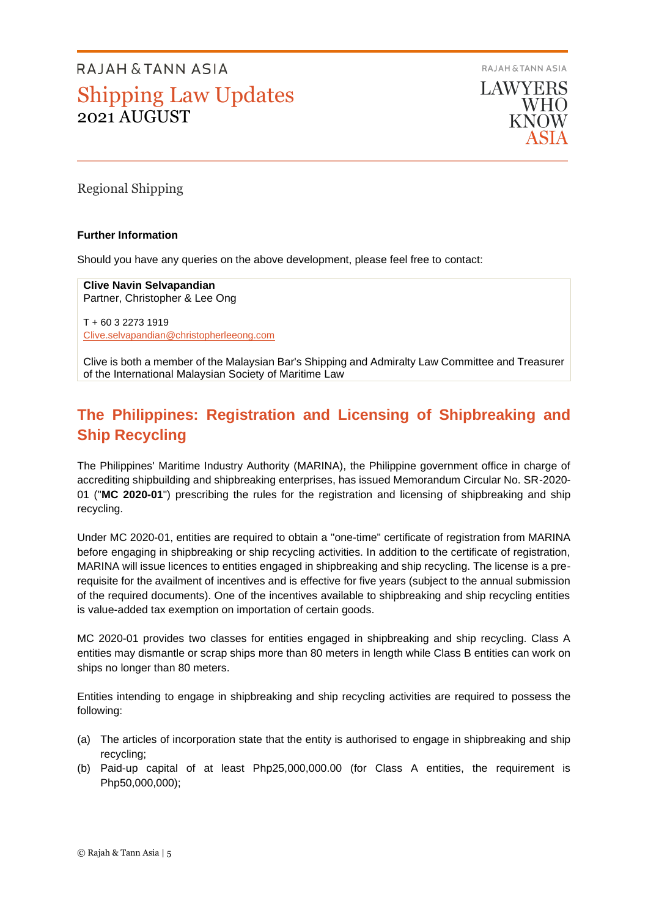Regional Shipping

**Further Information**

Should you have any queries on the above development, please feel free to contact:

**Clive Navin Selvapandian**
Partner, Christopher & Lee Ong

T + 60 3 2273 1919
Clive.selvapandian@christopherleeong.com

Clive is both a member of the Malaysian Bar's Shipping and Admiralty Law Committee and Treasurer of the International Malaysian Society of Maritime Law

## The Philippines: Registration and Licensing of Shipbreaking and Ship Recycling

The Philippines' Maritime Industry Authority (MARINA), the Philippine government office in charge of accrediting shipbuilding and shipbreaking enterprises, has issued Memorandum Circular No. SR-2020-01 ("**MC 2020-01**") prescribing the rules for the registration and licensing of shipbreaking and ship recycling.

Under MC 2020-01, entities are required to obtain a "one-time" certificate of registration from MARINA before engaging in shipbreaking or ship recycling activities. In addition to the certificate of registration, MARINA will issue licences to entities engaged in shipbreaking and ship recycling. The license is a pre-requisite for the availment of incentives and is effective for five years (subject to the annual submission of the required documents). One of the incentives available to shipbreaking and ship recycling entities is value-added tax exemption on importation of certain goods.

MC 2020-01 provides two classes for entities engaged in shipbreaking and ship recycling. Class A entities may dismantle or scrap ships more than 80 meters in length while Class B entities can work on ships no longer than 80 meters.

Entities intending to engage in shipbreaking and ship recycling activities are required to possess the following:

(a) The articles of incorporation state that the entity is authorised to engage in shipbreaking and ship recycling;
(b) Paid-up capital of at least Php25,000,000.00 (for Class A entities, the requirement is Php50,000,000);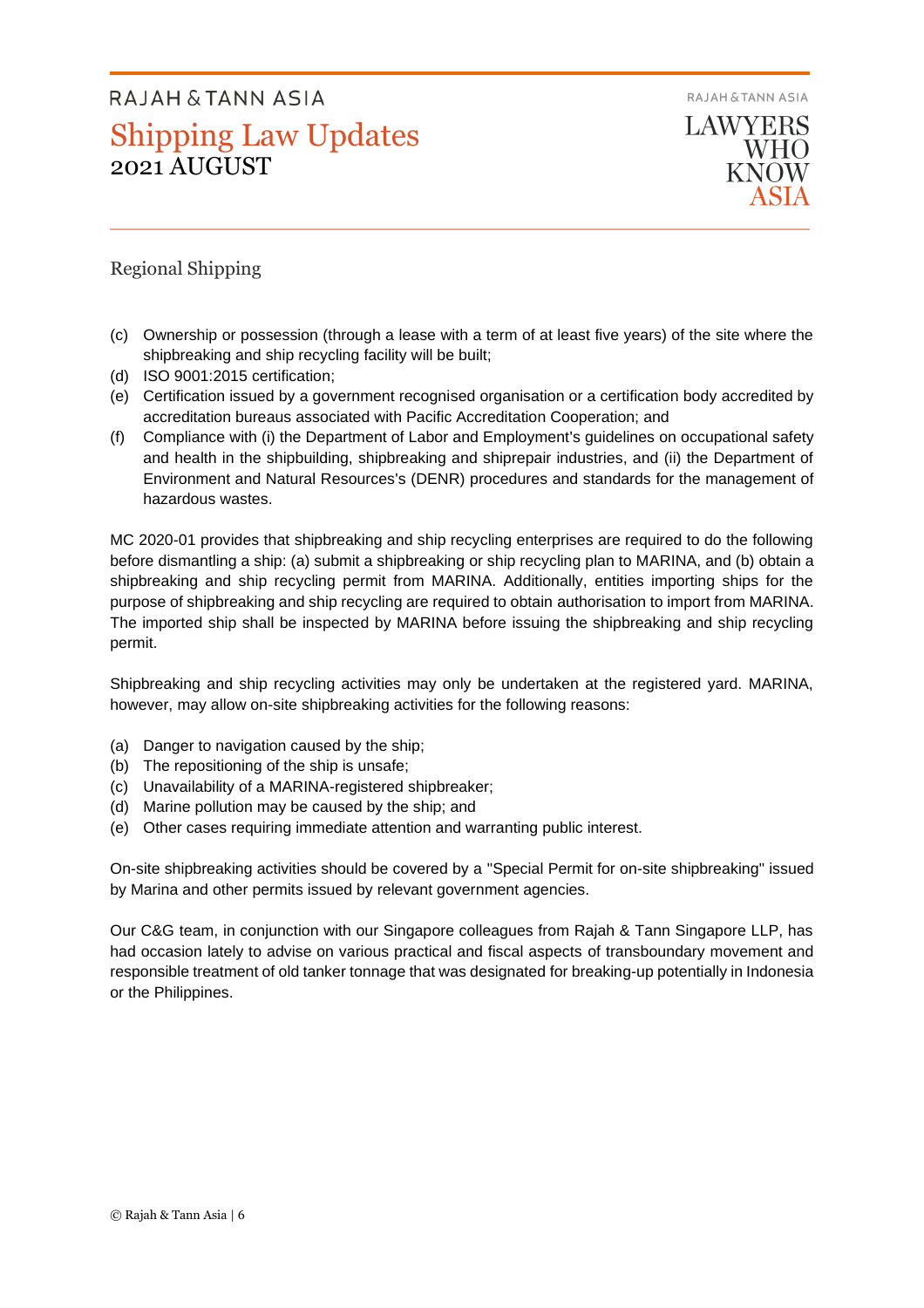Regional Shipping

(c) Ownership or possession (through a lease with a term of at least five years) of the site where the shipbreaking and ship recycling facility will be built;
(d) ISO 9001:2015 certification;
(e) Certification issued by a government recognised organisation or a certification body accredited by accreditation bureaus associated with Pacific Accreditation Cooperation; and
(f) Compliance with (i) the Department of Labor and Employment's guidelines on occupational safety and health in the shipbuilding, shipbreaking and shiprepair industries, and (ii) the Department of Environment and Natural Resources's (DENR) procedures and standards for the management of hazardous wastes.

MC 2020-01 provides that shipbreaking and ship recycling enterprises are required to do the following before dismantling a ship: (a) submit a shipbreaking or ship recycling plan to MARINA, and (b) obtain a shipbreaking and ship recycling permit from MARINA. Additionally, entities importing ships for the purpose of shipbreaking and ship recycling are required to obtain authorisation to import from MARINA. The imported ship shall be inspected by MARINA before issuing the shipbreaking and ship recycling permit.

Shipbreaking and ship recycling activities may only be undertaken at the registered yard. MARINA, however, may allow on-site shipbreaking activities for the following reasons:

(a) Danger to navigation caused by the ship;
(b) The repositioning of the ship is unsafe;
(c) Unavailability of a MARINA-registered shipbreaker;
(d) Marine pollution may be caused by the ship; and
(e) Other cases requiring immediate attention and warranting public interest.

On-site shipbreaking activities should be covered by a "Special Permit for on-site shipbreaking" issued by Marina and other permits issued by relevant government agencies.

Our C&G team, in conjunction with our Singapore colleagues from Rajah & Tann Singapore LLP, has had occasion lately to advise on various practical and fiscal aspects of transboundary movement and responsible treatment of old tanker tonnage that was designated for breaking-up potentially in Indonesia or the Philippines.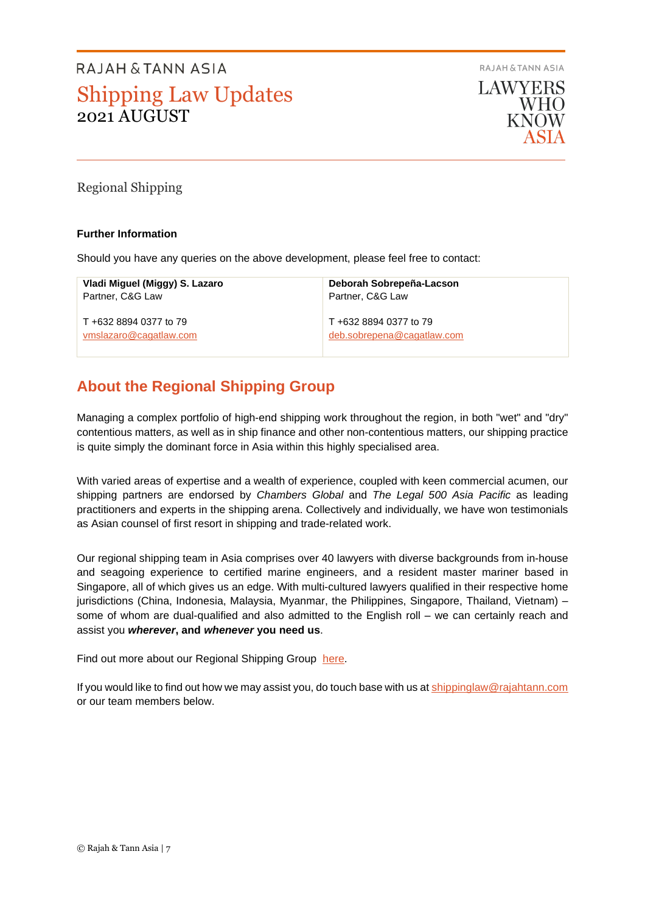Regional Shipping

**Further Information**

Should you have any queries on the above development, please feel free to contact:

| **Vladi Miguel (Miggy) S. Lazaro**<br>Partner, C&G Law<br><br>T +632 8894 0377 to 79<br>vmslazaro@cagatlaw.com | **Deborah Sobrepeña-Lacson**<br>Partner, C&G Law<br><br>T +632 8894 0377 to 79<br>deb.sobrepena@cagatlaw.com |
|---|---|

## About the Regional Shipping Group

Managing a complex portfolio of high-end shipping work throughout the region, in both "wet" and "dry" contentious matters, as well as in ship finance and other non-contentious matters, our shipping practice is quite simply the dominant force in Asia within this highly specialised area.

With varied areas of expertise and a wealth of experience, coupled with keen commercial acumen, our shipping partners are endorsed by *Chambers Global* and *The Legal 500 Asia Pacific* as leading practitioners and experts in the shipping arena. Collectively and individually, we have won testimonials as Asian counsel of first resort in shipping and trade-related work.

Our regional shipping team in Asia comprises over 40 lawyers with diverse backgrounds from in-house and seagoing experience to certified marine engineers, and a resident master mariner based in Singapore, all of which gives us an edge. With multi-cultured lawyers qualified in their respective home jurisdictions (China, Indonesia, Malaysia, Myanmar, the Philippines, Singapore, Thailand, Vietnam) – some of whom are dual-qualified and also admitted to the English roll – we can certainly reach and assist you ***wherever*****, and** ***whenever*** **you need us**.

Find out more about our Regional Shipping Group here.

If you would like to find out how we may assist you, do touch base with us at shippinglaw@rajahtann.com or our team members below.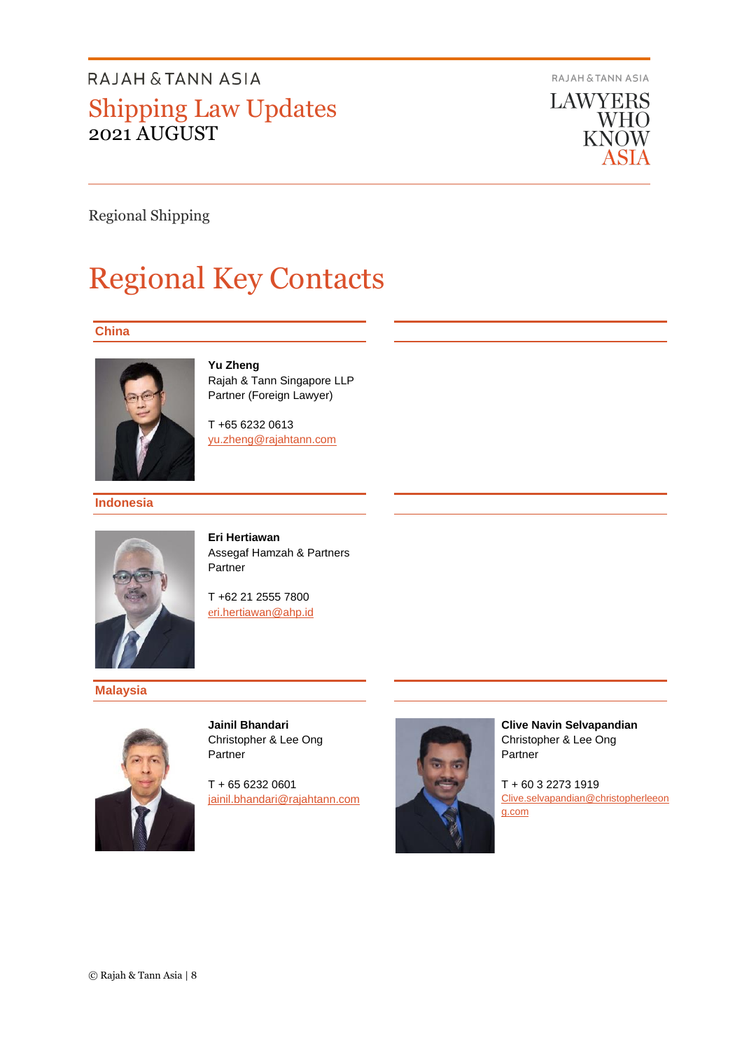Regional Shipping

# Regional Key Contacts

## China

**Yu Zheng**
Rajah & Tann Singapore LLP
Partner (Foreign Lawyer)

T +65 6232 0613
yu.zheng@rajahtann.com

## Indonesia

**Eri Hertiawan**
Assegaf Hamzah & Partners
Partner

T +62 21 2555 7800
eri.hertiawan@ahp.id

## Malaysia

**Jainil Bhandari**
Christopher & Lee Ong
Partner

T + 65 6232 0601
jainil.bhandari@rajahtann.com

**Clive Navin Selvapandian**
Christopher & Lee Ong
Partner

T + 60 3 2273 1919
Clive.selvapandian@christopherleeong.com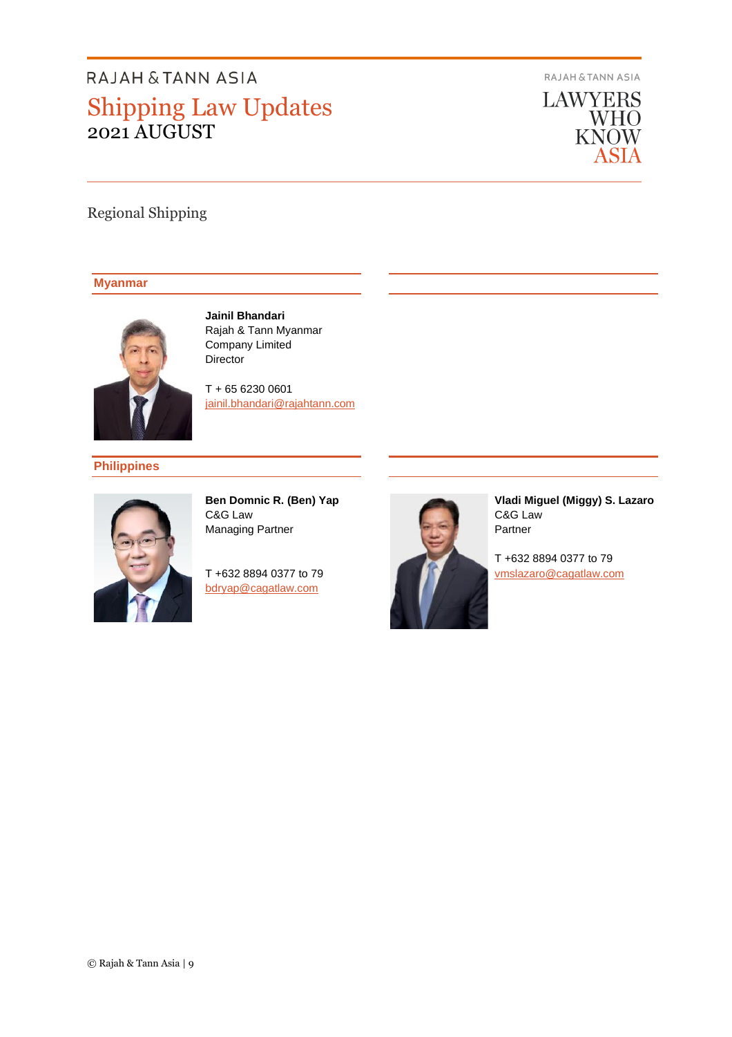Regional Shipping

### Myanmar

**Jainil Bhandari**
Rajah & Tann Myanmar Company Limited
Director

T + 65 6230 0601
jainil.bhandari@rajahtann.com

### Philippines

**Ben Domnic R. (Ben) Yap**
C&G Law
Managing Partner

T +632 8894 0377 to 79
bdryap@cagatlaw.com

**Vladi Miguel (Miggy) S. Lazaro**
C&G Law
Partner

T +632 8894 0377 to 79
vmslazaro@cagatlaw.com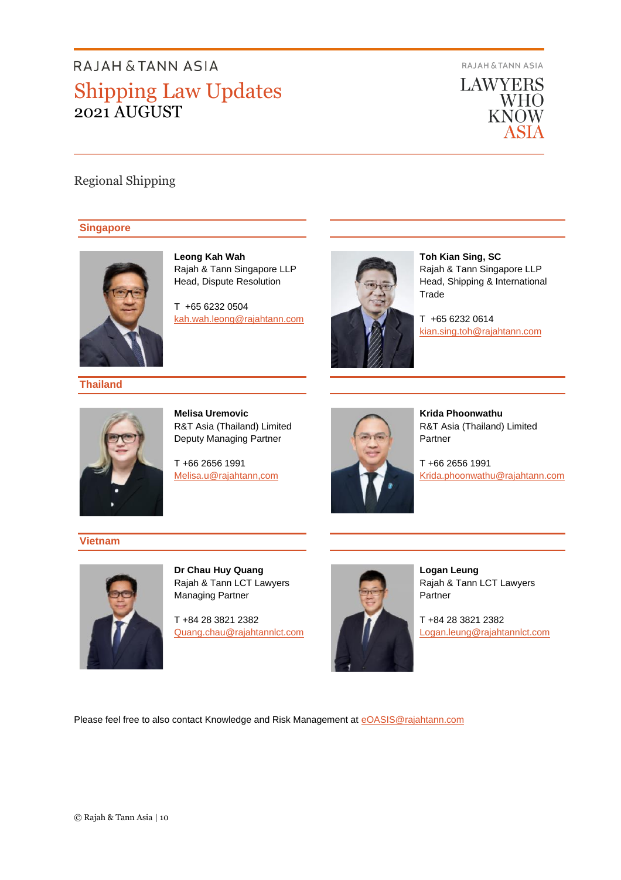# RAJAH & TANN ASIA

## Shipping Law Updates

2021 AUGUST

RAJAH & TANN ASIA
LAWYERS WHO KNOW ASIA

## Regional Shipping

### Singapore

**Leong Kah Wah**
Rajah & Tann Singapore LLP
Head, Dispute Resolution

T +65 6232 0504
kah.wah.leong@rajahtann.com

**Toh Kian Sing, SC**
Rajah & Tann Singapore LLP
Head, Shipping & International Trade

T +65 6232 0614
kian.sing.toh@rajahtann.com

### Thailand

**Melisa Uremovic**
R&T Asia (Thailand) Limited
Deputy Managing Partner

T +66 2656 1991
Melisa.u@rajahtann,com

**Krida Phoonwathu**
R&T Asia (Thailand) Limited
Partner

T +66 2656 1991
Krida.phoonwathu@rajahtann.com

### Vietnam

**Dr Chau Huy Quang**
Rajah & Tann LCT Lawyers
Managing Partner

T +84 28 3821 2382
Quang.chau@rajahtannlct.com

**Logan Leung**
Rajah & Tann LCT Lawyers
Partner

T +84 28 3821 2382
Logan.leung@rajahtannlct.com

Please feel free to also contact Knowledge and Risk Management at eOASIS@rajahtann.com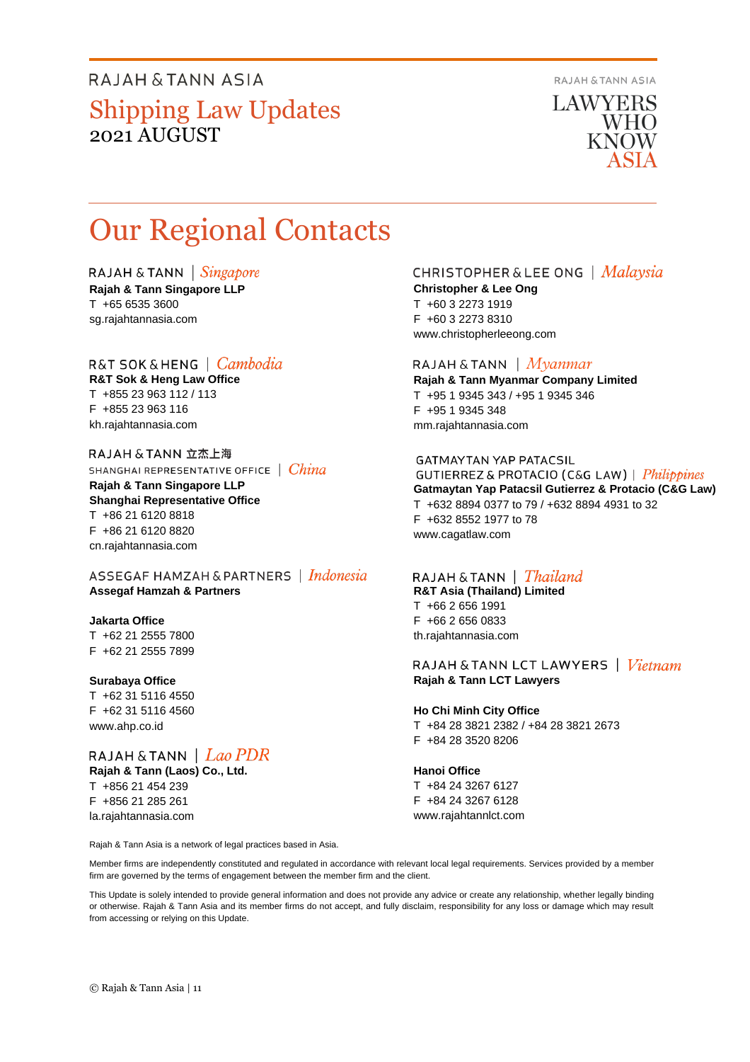# Our Regional Contacts

RAJAH & TANN | *Singapore*
**Rajah & Tann Singapore LLP**
T +65 6535 3600
sg.rajahtannasia.com

R&T SOK & HENG | *Cambodia*
**R&T Sok & Heng Law Office**
T +855 23 963 112 / 113
F +855 23 963 116
kh.rajahtannasia.com

RAJAH & TANN 立杰上海
SHANGHAI REPRESENTATIVE OFFICE | *China*
**Rajah & Tann Singapore LLP**
**Shanghai Representative Office**
T +86 21 6120 8818
F +86 21 6120 8820
cn.rajahtannasia.com

ASSEGAF HAMZAH & PARTNERS | *Indonesia*
**Assegaf Hamzah & Partners**

**Jakarta Office**
T +62 21 2555 7800
F +62 21 2555 7899

**Surabaya Office**
T +62 31 5116 4550
F +62 31 5116 4560
www.ahp.co.id

RAJAH & TANN | *Lao PDR*
**Rajah & Tann (Laos) Co., Ltd.**
T +856 21 454 239
F +856 21 285 261
la.rajahtannasia.com

CHRISTOPHER & LEE ONG | *Malaysia*
**Christopher & Lee Ong**
T +60 3 2273 1919
F +60 3 2273 8310
www.christopherleeong.com

RAJAH & TANN | *Myanmar*
**Rajah & Tann Myanmar Company Limited**
T +95 1 9345 343 / +95 1 9345 346
F +95 1 9345 348
mm.rajahtannasia.com

GATMAYTAN YAP PATACSIL
GUTIERREZ & PROTACIO (C&G LAW) | *Philippines*
**Gatmaytan Yap Patacsil Gutierrez & Protacio (C&G Law)**
T +632 8894 0377 to 79 / +632 8894 4931 to 32
F +632 8552 1977 to 78
www.cagatlaw.com

RAJAH & TANN | *Thailand*
**R&T Asia (Thailand) Limited**
T +66 2 656 1991
F +66 2 656 0833
th.rajahtannasia.com

RAJAH & TANN LCT LAWYERS | *Vietnam*
**Rajah & Tann LCT Lawyers**

**Ho Chi Minh City Office**
T +84 28 3821 2382 / +84 28 3821 2673
F +84 28 3520 8206

**Hanoi Office**
T +84 24 3267 6127
F +84 24 3267 6128
www.rajahtannlct.com

Rajah & Tann Asia is a network of legal practices based in Asia.

Member firms are independently constituted and regulated in accordance with relevant local legal requirements. Services provided by a member firm are governed by the terms of engagement between the member firm and the client.

This Update is solely intended to provide general information and does not provide any advice or create any relationship, whether legally binding or otherwise. Rajah & Tann Asia and its member firms do not accept, and fully disclaim, responsibility for any loss or damage which may result from accessing or relying on this Update.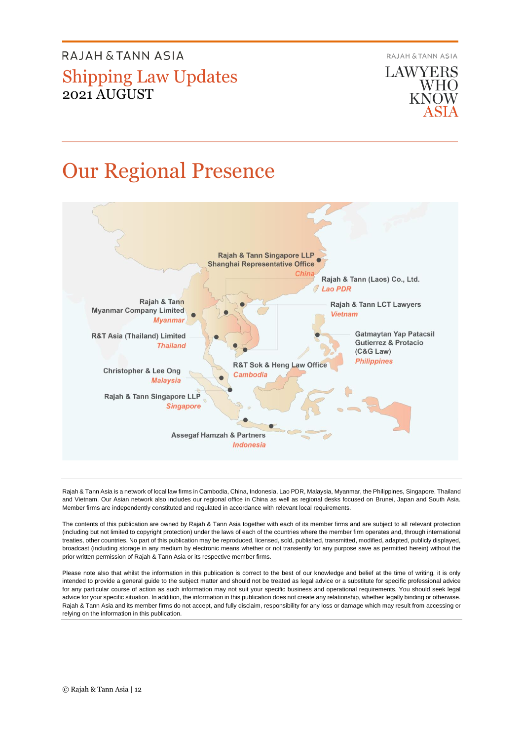RAJAH & TANN ASIA

# Shipping Law Updates

2021 AUGUST

RAJAH & TANN ASIA

LAWYERS WHO KNOW ASIA

## Our Regional Presence

Rajah & Tann Singapore LLP
Shanghai Representative Office
*China*

Rajah & Tann (Laos) Co., Ltd.
*Lao PDR*

Rajah & Tann
Myanmar Company Limited
*Myanmar*

Rajah & Tann LCT Lawyers
*Vietnam*

R&T Asia (Thailand) Limited
*Thailand*

Gatmaytan Yap Patacsil
Gutierrez & Protacio
(C&G Law)
*Philippines*

R&T Sok & Heng Law Office
*Cambodia*

Christopher & Lee Ong
*Malaysia*

Rajah & Tann Singapore LLP
*Singapore*

Assegaf Hamzah & Partners
*Indonesia*

Rajah & Tann Asia is a network of local law firms in Cambodia, China, Indonesia, Lao PDR, Malaysia, Myanmar, the Philippines, Singapore, Thailand and Vietnam. Our Asian network also includes our regional office in China as well as regional desks focused on Brunei, Japan and South Asia. Member firms are independently constituted and regulated in accordance with relevant local requirements.

The contents of this publication are owned by Rajah & Tann Asia together with each of its member firms and are subject to all relevant protection (including but not limited to copyright protection) under the laws of each of the countries where the member firm operates and, through international treaties, other countries. No part of this publication may be reproduced, licensed, sold, published, transmitted, modified, adapted, publicly displayed, broadcast (including storage in any medium by electronic means whether or not transiently for any purpose save as permitted herein) without the prior written permission of Rajah & Tann Asia or its respective member firms.

Please note also that whilst the information in this publication is correct to the best of our knowledge and belief at the time of writing, it is only intended to provide a general guide to the subject matter and should not be treated as legal advice or a substitute for specific professional advice for any particular course of action as such information may not suit your specific business and operational requirements. You should seek legal advice for your specific situation. In addition, the information in this publication does not create any relationship, whether legally binding or otherwise. Rajah & Tann Asia and its member firms do not accept, and fully disclaim, responsibility for any loss or damage which may result from accessing or relying on the information in this publication.